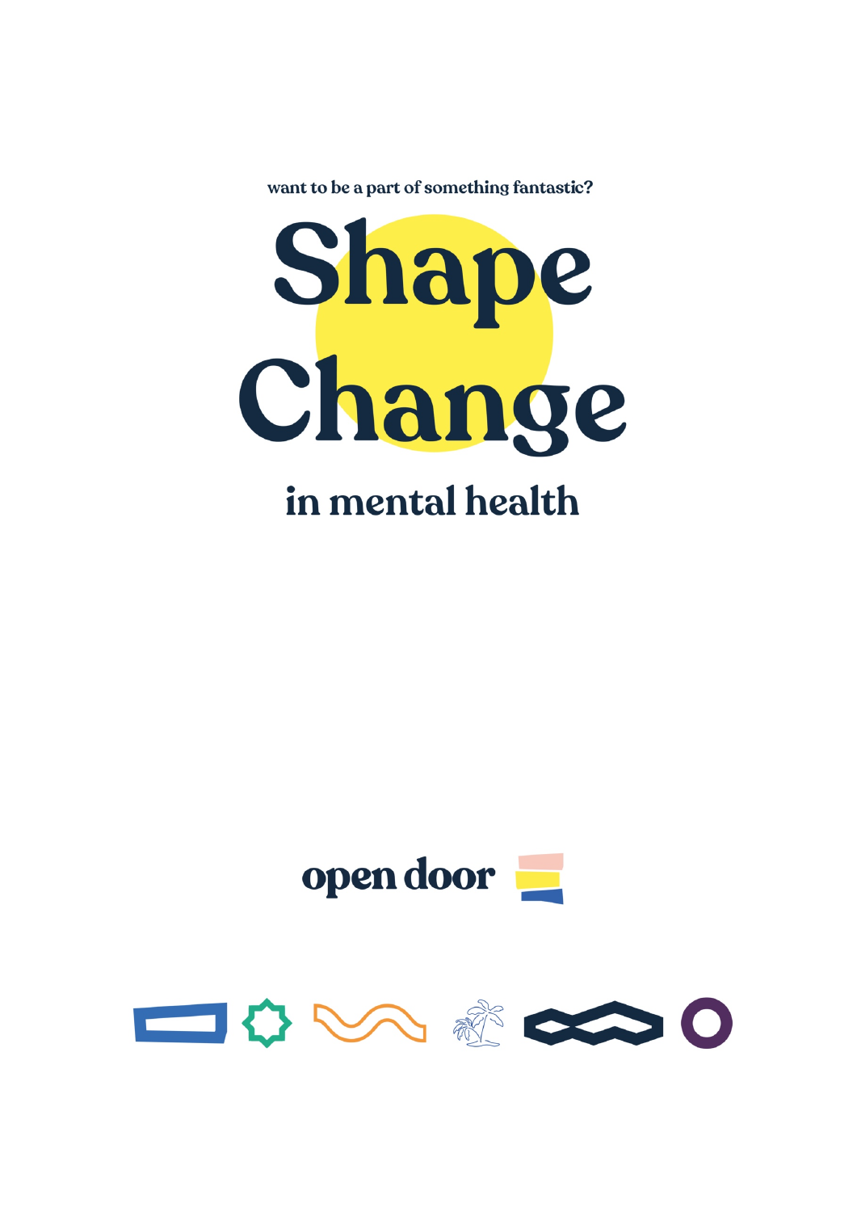want to be a part of something fantastic?

# Shape Change

## in mental health

open door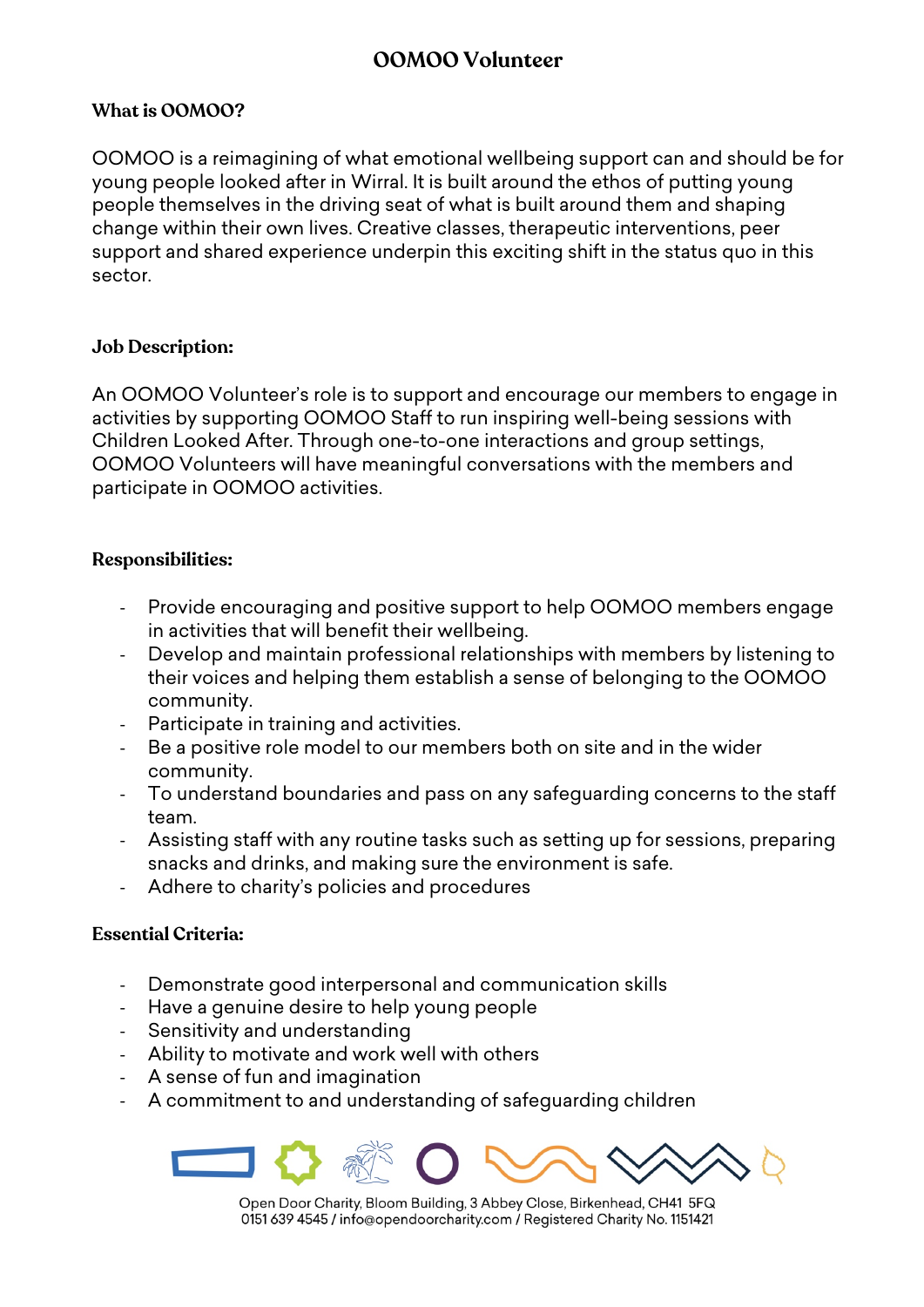# OOMOO Volunteer

## What is OOMOO?

OOMOO is a reimagining of what emotional wellbeing support can and should be for young people looked after in Wirral. It is built around the ethos of putting young people themselves in the driving seat of what is built around them and shaping change within their own lives. Creative classes, therapeutic interventions, peer support and shared experience underpin this exciting shift in the status quo in this sector.

## Job Description:

An OOMOO Volunteer's role is to support and encourage our members to engage in activities by supporting OOMOO Staff to run inspiring well-being sessions with Children Looked After. Through one-to-one interactions and group settings, OOMOO Volunteers will have meaningful conversations with the members and participate in OOMOO activities.

## Responsibilities:

- Provide encouraging and positive support to help OOMOO members engage in activities that will benefit their wellbeing.
- Develop and maintain professional relationships with members by listening to their voices and helping them establish a sense of belonging to the OOMOO community.
- Participate in training and activities.
- Be a positive role model to our members both on site and in the wider community.
- To understand boundaries and pass on any safeguarding concerns to the staff team.
- Assisting staff with any routine tasks such as setting up for sessions, preparing snacks and drinks, and making sure the environment is safe.
- Adhere to charity's policies and procedures

## Essential Criteria:

- Demonstrate good interpersonal and communication skills
- Have a genuine desire to help young people
- Sensitivity and understanding
- Ability to motivate and work well with others
- A sense of fun and imagination
- A commitment to and understanding of safeguarding children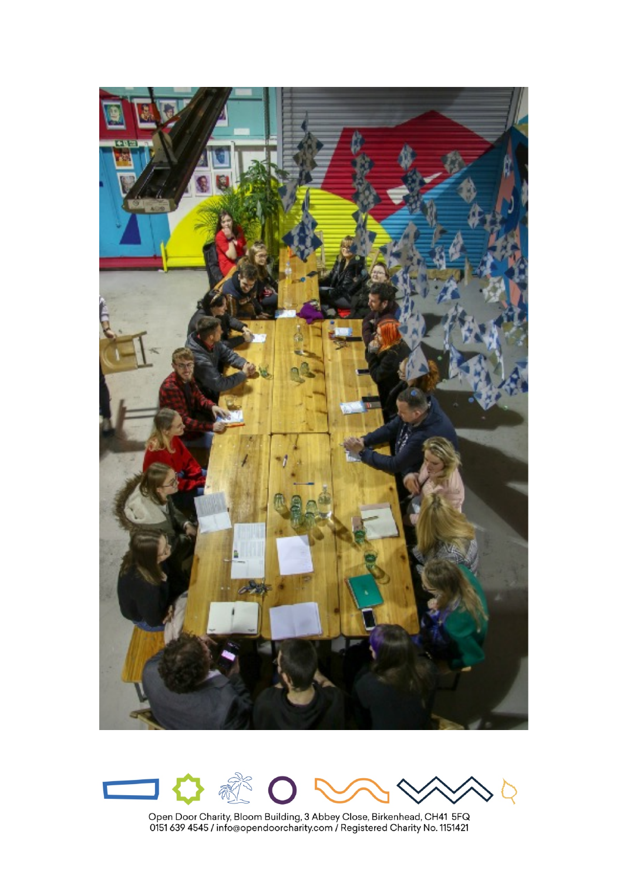Open Door Charity, Bloom Building, 3 Abbey Close, Birkenhead, CH41 5FQ
0151 639 4545 / info@opendoorcharity.com / Registered Charity No. 1151421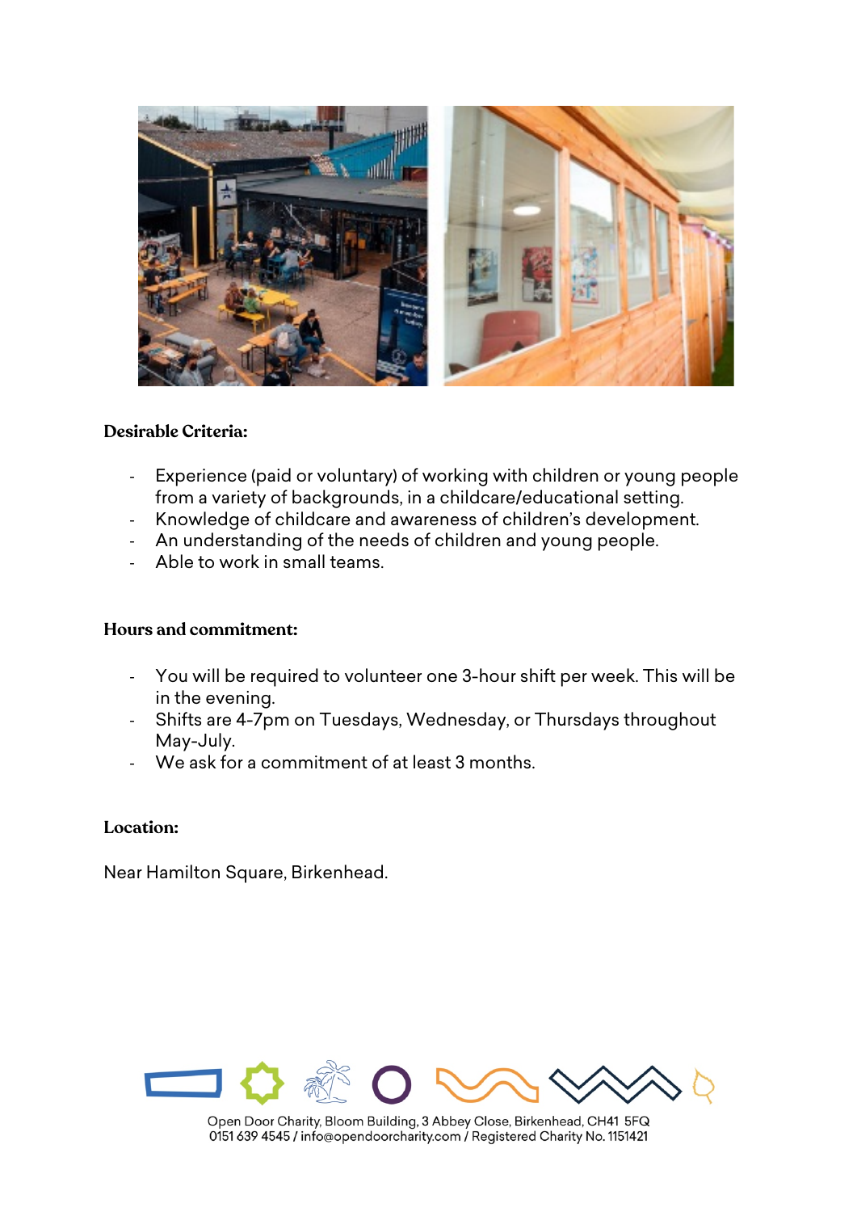**Desirable Criteria:**

- Experience (paid or voluntary) of working with children or young people from a variety of backgrounds, in a childcare/educational setting.
- Knowledge of childcare and awareness of children's development.
- An understanding of the needs of children and young people.
- Able to work in small teams.

**Hours and commitment:**

- You will be required to volunteer one 3-hour shift per week. This will be in the evening.
- Shifts are 4-7pm on Tuesdays, Wednesday, or Thursdays throughout May-July.
- We ask for a commitment of at least 3 months.

**Location:**

Near Hamilton Square, Birkenhead.

Open Door Charity, Bloom Building, 3 Abbey Close, Birkenhead, CH41 5FQ
0151 639 4545 / info@opendoorcharity.com / Registered Charity No. 1151421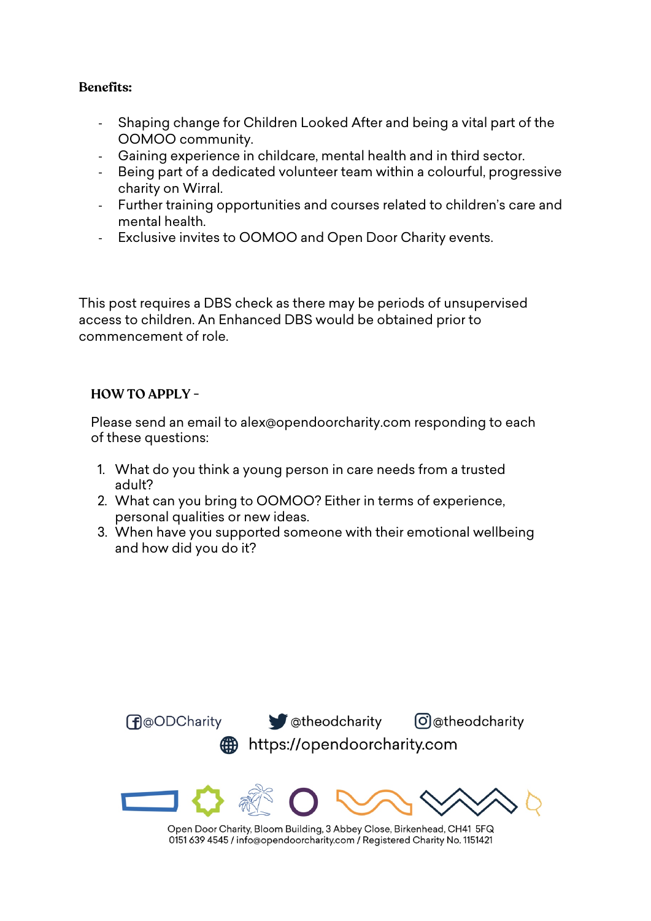**Benefits:**

- Shaping change for Children Looked After and being a vital part of the OOMOO community.
- Gaining experience in childcare, mental health and in third sector.
- Being part of a dedicated volunteer team within a colourful, progressive charity on Wirral.
- Further training opportunities and courses related to children's care and mental health.
- Exclusive invites to OOMOO and Open Door Charity events.

This post requires a DBS check as there may be periods of unsupervised access to children. An Enhanced DBS would be obtained prior to commencement of role.

**HOW TO APPLY -**

Please send an email to alex@opendoorcharity.com responding to each of these questions:

1. What do you think a young person in care needs from a trusted adult?
2. What can you bring to OOMOO? Either in terms of experience, personal qualities or new ideas.
3. When have you supported someone with their emotional wellbeing and how did you do it?

@ODCharity @theodcharity @theodcharity

https://opendoorcharity.com

Open Door Charity, Bloom Building, 3 Abbey Close, Birkenhead, CH41 5FQ
0151 639 4545 / info@opendoorcharity.com / Registered Charity No. 1151421